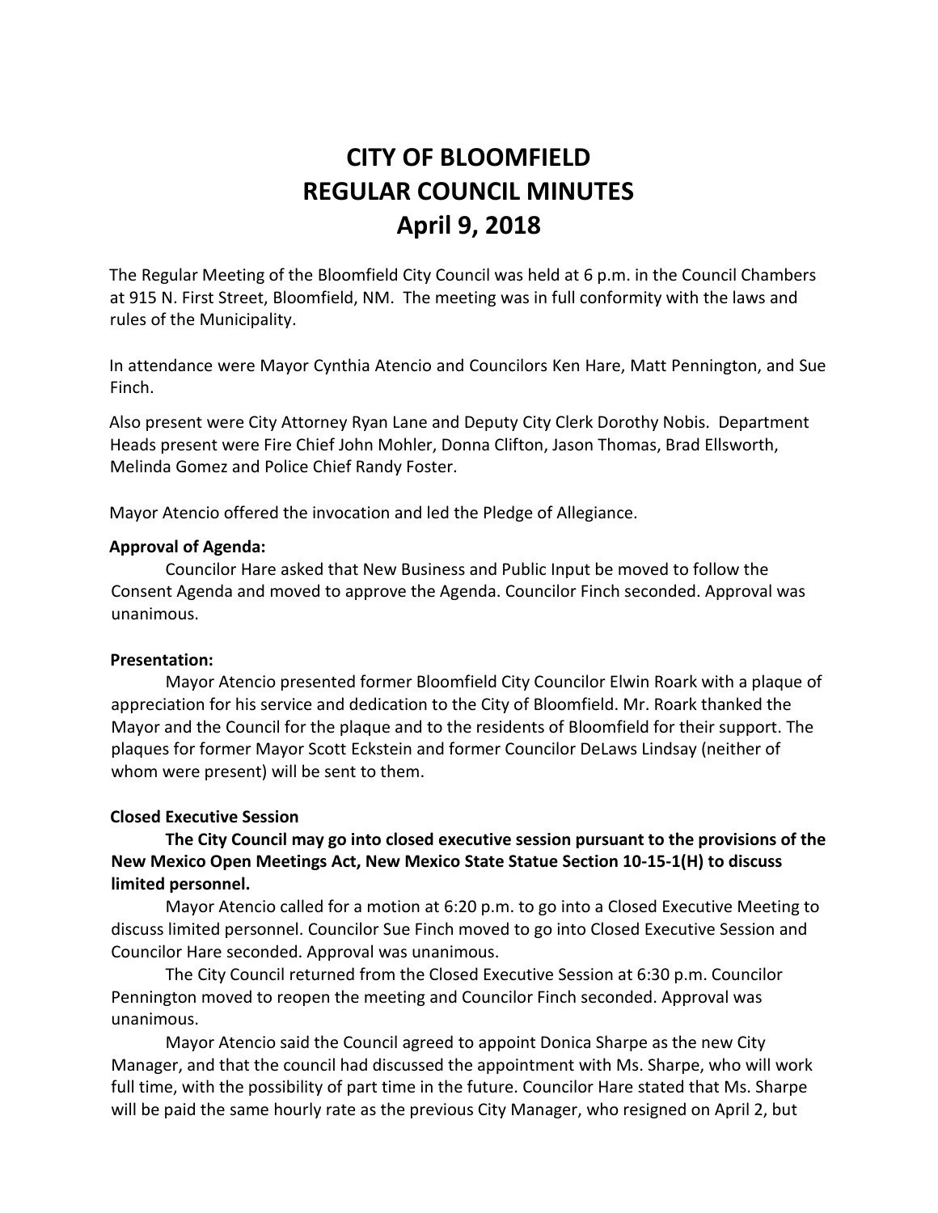# CITY OF BLOOMFIELD
# REGULAR COUNCIL MINUTES
# April 9, 2018

The Regular Meeting of the Bloomfield City Council was held at 6 p.m. in the Council Chambers at 915 N. First Street, Bloomfield, NM. The meeting was in full conformity with the laws and rules of the Municipality.

In attendance were Mayor Cynthia Atencio and Councilors Ken Hare, Matt Pennington, and Sue Finch.

Also present were City Attorney Ryan Lane and Deputy City Clerk Dorothy Nobis. Department Heads present were Fire Chief John Mohler, Donna Clifton, Jason Thomas, Brad Ellsworth, Melinda Gomez and Police Chief Randy Foster.

Mayor Atencio offered the invocation and led the Pledge of Allegiance.

**Approval of Agenda:**

Councilor Hare asked that New Business and Public Input be moved to follow the Consent Agenda and moved to approve the Agenda. Councilor Finch seconded. Approval was unanimous.

**Presentation:**

Mayor Atencio presented former Bloomfield City Councilor Elwin Roark with a plaque of appreciation for his service and dedication to the City of Bloomfield. Mr. Roark thanked the Mayor and the Council for the plaque and to the residents of Bloomfield for their support. The plaques for former Mayor Scott Eckstein and former Councilor DeLaws Lindsay (neither of whom were present) will be sent to them.

**Closed Executive Session**

**The City Council may go into closed executive session pursuant to the provisions of the New Mexico Open Meetings Act, New Mexico State Statue Section 10-15-1(H) to discuss limited personnel.**

Mayor Atencio called for a motion at 6:20 p.m. to go into a Closed Executive Meeting to discuss limited personnel. Councilor Sue Finch moved to go into Closed Executive Session and Councilor Hare seconded. Approval was unanimous.

The City Council returned from the Closed Executive Session at 6:30 p.m. Councilor Pennington moved to reopen the meeting and Councilor Finch seconded. Approval was unanimous.

Mayor Atencio said the Council agreed to appoint Donica Sharpe as the new City Manager, and that the council had discussed the appointment with Ms. Sharpe, who will work full time, with the possibility of part time in the future. Councilor Hare stated that Ms. Sharpe will be paid the same hourly rate as the previous City Manager, who resigned on April 2, but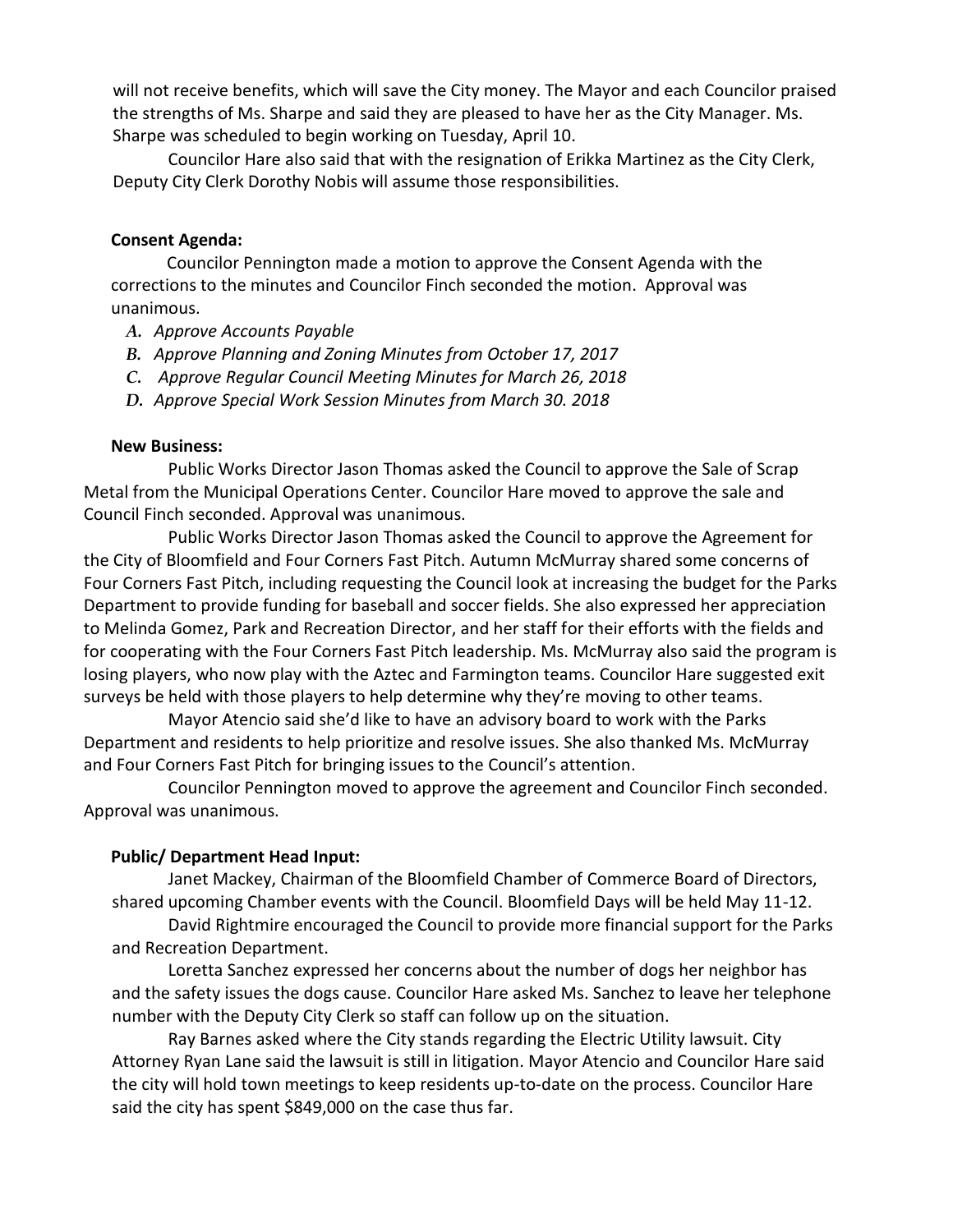will not receive benefits, which will save the City money. The Mayor and each Councilor praised the strengths of Ms. Sharpe and said they are pleased to have her as the City Manager. Ms. Sharpe was scheduled to begin working on Tuesday, April 10.

Councilor Hare also said that with the resignation of Erikka Martinez as the City Clerk, Deputy City Clerk Dorothy Nobis will assume those responsibilities.

**Consent Agenda:**

Councilor Pennington made a motion to approve the Consent Agenda with the corrections to the minutes and Councilor Finch seconded the motion. Approval was unanimous.

*A. Approve Accounts Payable*
*B. Approve Planning and Zoning Minutes from October 17, 2017*
*C. Approve Regular Council Meeting Minutes for March 26, 2018*
*D. Approve Special Work Session Minutes from March 30. 2018*

**New Business:**

Public Works Director Jason Thomas asked the Council to approve the Sale of Scrap Metal from the Municipal Operations Center. Councilor Hare moved to approve the sale and Council Finch seconded. Approval was unanimous.

Public Works Director Jason Thomas asked the Council to approve the Agreement for the City of Bloomfield and Four Corners Fast Pitch. Autumn McMurray shared some concerns of Four Corners Fast Pitch, including requesting the Council look at increasing the budget for the Parks Department to provide funding for baseball and soccer fields. She also expressed her appreciation to Melinda Gomez, Park and Recreation Director, and her staff for their efforts with the fields and for cooperating with the Four Corners Fast Pitch leadership. Ms. McMurray also said the program is losing players, who now play with the Aztec and Farmington teams. Councilor Hare suggested exit surveys be held with those players to help determine why they're moving to other teams.

Mayor Atencio said she'd like to have an advisory board to work with the Parks Department and residents to help prioritize and resolve issues. She also thanked Ms. McMurray and Four Corners Fast Pitch for bringing issues to the Council's attention.

Councilor Pennington moved to approve the agreement and Councilor Finch seconded. Approval was unanimous.

**Public/ Department Head Input:**

Janet Mackey, Chairman of the Bloomfield Chamber of Commerce Board of Directors, shared upcoming Chamber events with the Council. Bloomfield Days will be held May 11-12.

David Rightmire encouraged the Council to provide more financial support for the Parks and Recreation Department.

Loretta Sanchez expressed her concerns about the number of dogs her neighbor has and the safety issues the dogs cause. Councilor Hare asked Ms. Sanchez to leave her telephone number with the Deputy City Clerk so staff can follow up on the situation.

Ray Barnes asked where the City stands regarding the Electric Utility lawsuit. City Attorney Ryan Lane said the lawsuit is still in litigation. Mayor Atencio and Councilor Hare said the city will hold town meetings to keep residents up-to-date on the process. Councilor Hare said the city has spent $849,000 on the case thus far.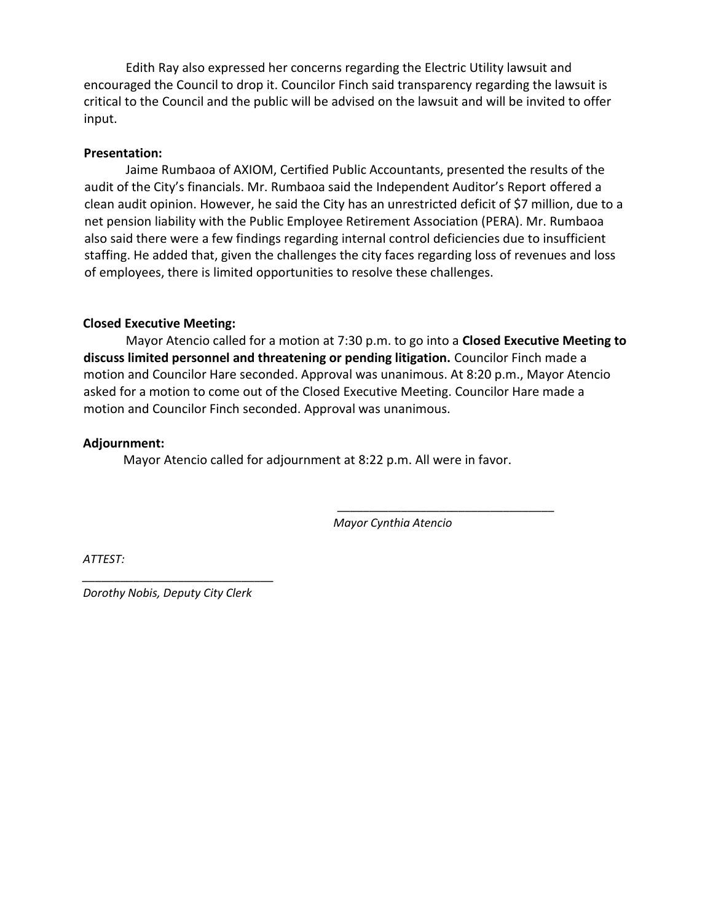Edith Ray also expressed her concerns regarding the Electric Utility lawsuit and encouraged the Council to drop it. Councilor Finch said transparency regarding the lawsuit is critical to the Council and the public will be advised on the lawsuit and will be invited to offer input.

**Presentation:**

Jaime Rumbaoa of AXIOM, Certified Public Accountants, presented the results of the audit of the City's financials. Mr. Rumbaoa said the Independent Auditor's Report offered a clean audit opinion. However, he said the City has an unrestricted deficit of $7 million, due to a net pension liability with the Public Employee Retirement Association (PERA). Mr. Rumbaoa also said there were a few findings regarding internal control deficiencies due to insufficient staffing. He added that, given the challenges the city faces regarding loss of revenues and loss of employees, there is limited opportunities to resolve these challenges.

**Closed Executive Meeting:**

Mayor Atencio called for a motion at 7:30 p.m. to go into a **Closed Executive Meeting to discuss limited personnel and threatening or pending litigation.** Councilor Finch made a motion and Councilor Hare seconded. Approval was unanimous. At 8:20 p.m., Mayor Atencio asked for a motion to come out of the Closed Executive Meeting. Councilor Hare made a motion and Councilor Finch seconded. Approval was unanimous.

**Adjournment:**

Mayor Atencio called for adjournment at 8:22 p.m. All were in favor.

\_\_\_\_\_\_\_\_\_\_\_\_\_\_\_\_\_\_\_\_\_\_\_\_\_\_\_\_\_\_\_\_\_\_

*Mayor Cynthia Atencio*

*ATTEST:*

\_\_\_\_\_\_\_\_\_\_\_\_\_\_\_\_\_\_\_\_\_\_\_\_\_\_\_\_\_\_

*Dorothy Nobis, Deputy City Clerk*